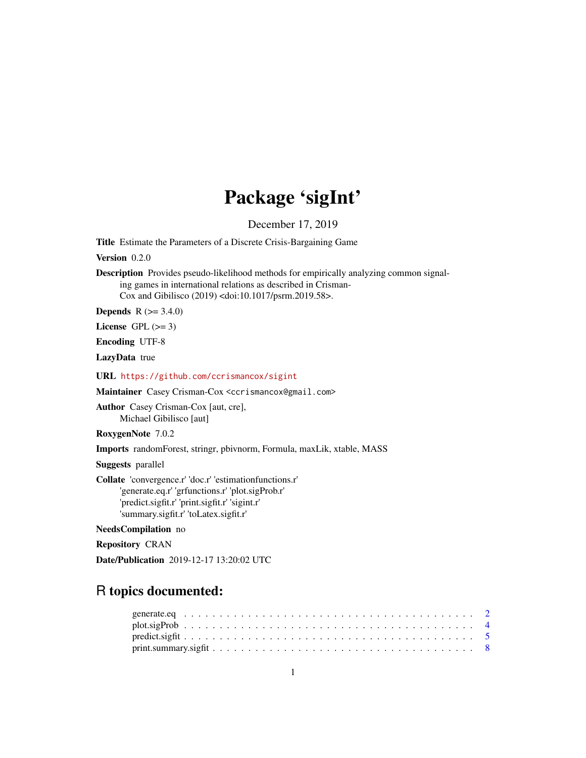# Package 'sigInt'

December 17, 2019

**Title** Estimate the Parameters of a Discrete Crisis-Bargaining Game

**Version** 0.2.0

**Description** Provides pseudo-likelihood methods for empirically analyzing common signaling games in international relations as described in Crisman-Cox and Gibilisco (2019) <doi:10.1017/psrm.2019.58>.

**Depends** R (>= 3.4.0)

**License** GPL (>= 3)

**Encoding** UTF-8

**LazyData** true

**URL** https://github.com/ccrismancox/sigint

**Maintainer** Casey Crisman-Cox <ccrismancox@gmail.com>

**Author** Casey Crisman-Cox [aut, cre],
Michael Gibilisco [aut]

**RoxygenNote** 7.0.2

**Imports** randomForest, stringr, pbivnorm, Formula, maxLik, xtable, MASS

**Suggests** parallel

**Collate** 'convergence.r' 'doc.r' 'estimationfunctions.r'
'generate.eq.r' 'grfunctions.r' 'plot.sigProb.r'
'predict.sigfit.r' 'print.sigfit.r' 'sigint.r'
'summary.sigfit.r' 'toLatex.sigfit.r'

**NeedsCompilation** no

**Repository** CRAN

**Date/Publication** 2019-12-17 13:20:02 UTC

## R topics documented:

generate.eq . . . . . . . . . . . . . . . . . . . . . . . . . . . . . . . . . . . . . . . . 2
plot.sigProb . . . . . . . . . . . . . . . . . . . . . . . . . . . . . . . . . . . . . . . . 4
predict.sigfit . . . . . . . . . . . . . . . . . . . . . . . . . . . . . . . . . . . . . . . . 5
print.summary.sigfit . . . . . . . . . . . . . . . . . . . . . . . . . . . . . . . . . . . . 8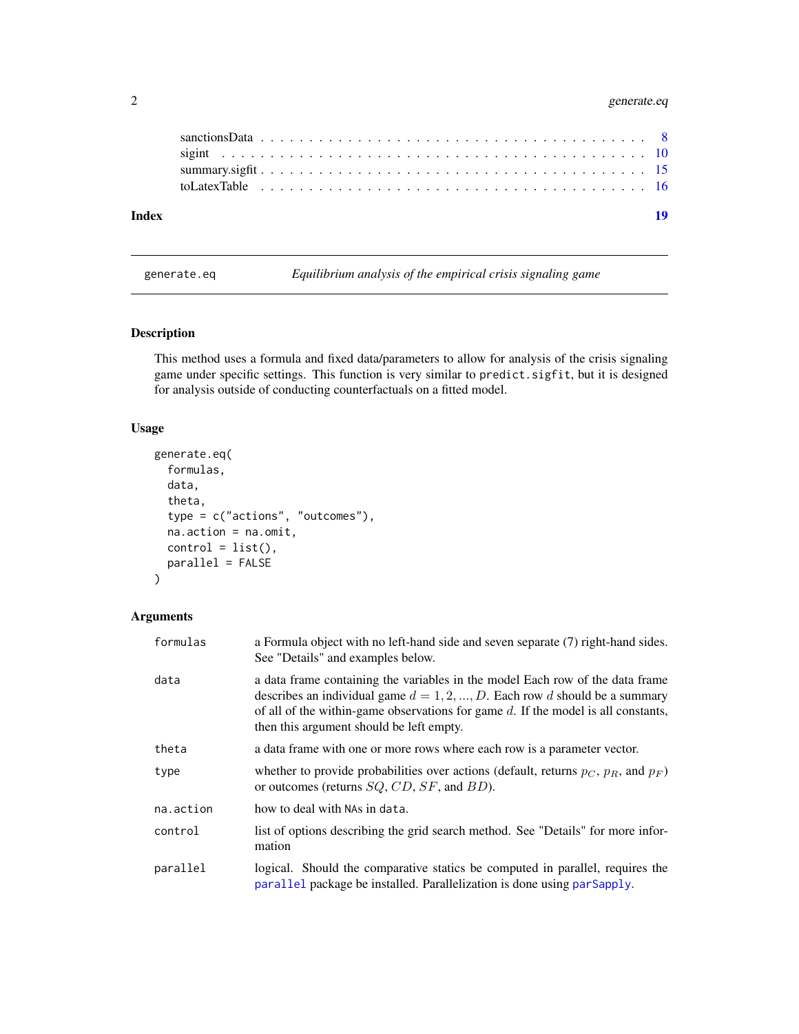| | |
|---|---|
| sanctionsData | 8 |
| sigint | 10 |
| summary.sigfit | 15 |
| toLatexTable | 16 |

**Index** 19

---

generate.eq — *Equilibrium analysis of the empirical crisis signaling game*

---

## Description

This method uses a formula and fixed data/parameters to allow for analysis of the crisis signaling game under specific settings. This function is very similar to `predict.sigfit`, but it is designed for analysis outside of conducting counterfactuals on a fitted model.

## Usage

```
generate.eq(
  formulas,
  data,
  theta,
  type = c("actions", "outcomes"),
  na.action = na.omit,
  control = list(),
  parallel = FALSE
)
```

## Arguments

| | |
|---|---|
| `formulas` | a Formula object with no left-hand side and seven separate (7) right-hand sides. See "Details" and examples below. |
| `data` | a data frame containing the variables in the model Each row of the data frame describes an individual game $d = 1, 2, ..., D$. Each row $d$ should be a summary of all of the within-game observations for game $d$. If the model is all constants, then this argument should be left empty. |
| `theta` | a data frame with one or more rows where each row is a parameter vector. |
| `type` | whether to provide probabilities over actions (default, returns $p_C$, $p_R$, and $p_F$) or outcomes (returns $SQ$, $CD$, $SF$, and $BD$). |
| `na.action` | how to deal with `NA`s in `data`. |
| `control` | list of options describing the grid search method. See "Details" for more information |
| `parallel` | logical. Should the comparative statics be computed in parallel, requires the `parallel` package be installed. Parallelization is done using `parSapply`. |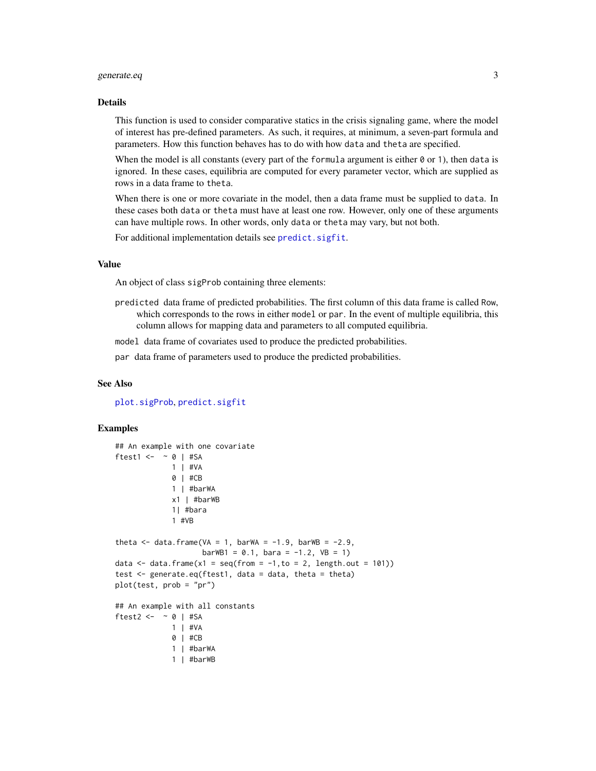## Details

This function is used to consider comparative statics in the crisis signaling game, where the model of interest has pre-defined parameters. As such, it requires, at minimum, a seven-part formula and parameters. How this function behaves has to do with how `data` and `theta` are specified.

When the model is all constants (every part of the `formula` argument is either `0` or `1`), then `data` is ignored. In these cases, equilibria are computed for every parameter vector, which are supplied as rows in a data frame to `theta`.

When there is one or more covariate in the model, then a data frame must be supplied to `data`. In these cases both `data` or `theta` must have at least one row. However, only one of these arguments can have multiple rows. In other words, only `data` or `theta` may vary, but not both.

For additional implementation details see `predict.sigfit`.

## Value

An object of class `sigProb` containing three elements:

`predicted` data frame of predicted probabilities. The first column of this data frame is called Row, which corresponds to the rows in either `model` or `par`. In the event of multiple equilibria, this column allows for mapping data and parameters to all computed equilibria.

`model` data frame of covariates used to produce the predicted probabilities.

`par` data frame of parameters used to produce the predicted probabilities.

## See Also

`plot.sigProb`, `predict.sigfit`

## Examples

```
## An example with one covariate
ftest1 <-  ~ 0 | #SA
             1 | #VA
             0 | #CB
             1 | #barWA
             x1 | #barWB
             1| #bara
             1 #VB

theta <- data.frame(VA = 1, barWA = -1.9, barWB = -2.9,
                    barWB1 = 0.1, bara = -1.2, VB = 1)
data <- data.frame(x1 = seq(from = -1,to = 2, length.out = 101))
test <- generate.eq(ftest1, data = data, theta = theta)
plot(test, prob = "pr")

## An example with all constants
ftest2 <-  ~ 0 | #SA
             1 | #VA
             0 | #CB
             1 | #barWA
             1 | #barWB
```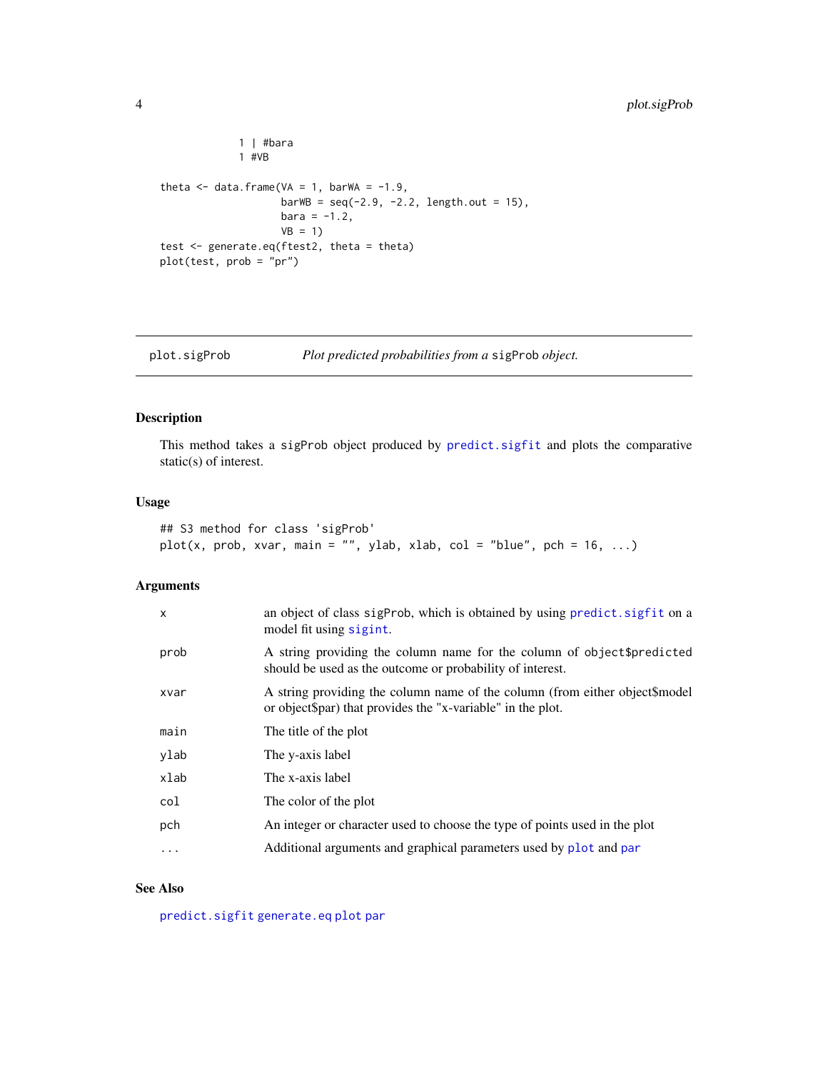```
              1 | #bara
              1 #VB

theta <- data.frame(VA = 1, barWA = -1.9,
                    barWB = seq(-2.9, -2.2, length.out = 15),
                    bara = -1.2,
                    VB = 1)
test <- generate.eq(ftest2, theta = theta)
plot(test, prob = "pr")
```

## plot.sigProb — *Plot predicted probabilities from a* `sigProb` *object.*

### Description

This method takes a `sigProb` object produced by `predict.sigfit` and plots the comparative static(s) of interest.

### Usage

```
## S3 method for class 'sigProb'
plot(x, prob, xvar, main = "", ylab, xlab, col = "blue", pch = 16, ...)
```

### Arguments

| | |
|---|---|
| `x` | an object of class `sigProb`, which is obtained by using `predict.sigfit` on a model fit using `sigint`. |
| `prob` | A string providing the column name for the column of `object$predicted` should be used as the outcome or probability of interest. |
| `xvar` | A string providing the column name of the column (from either object$model or object$par) that provides the "x-variable" in the plot. |
| `main` | The title of the plot |
| `ylab` | The y-axis label |
| `xlab` | The x-axis label |
| `col` | The color of the plot |
| `pch` | An integer or character used to choose the type of points used in the plot |
| `...` | Additional arguments and graphical parameters used by `plot` and `par` |

### See Also

`predict.sigfit` `generate.eq` `plot` `par`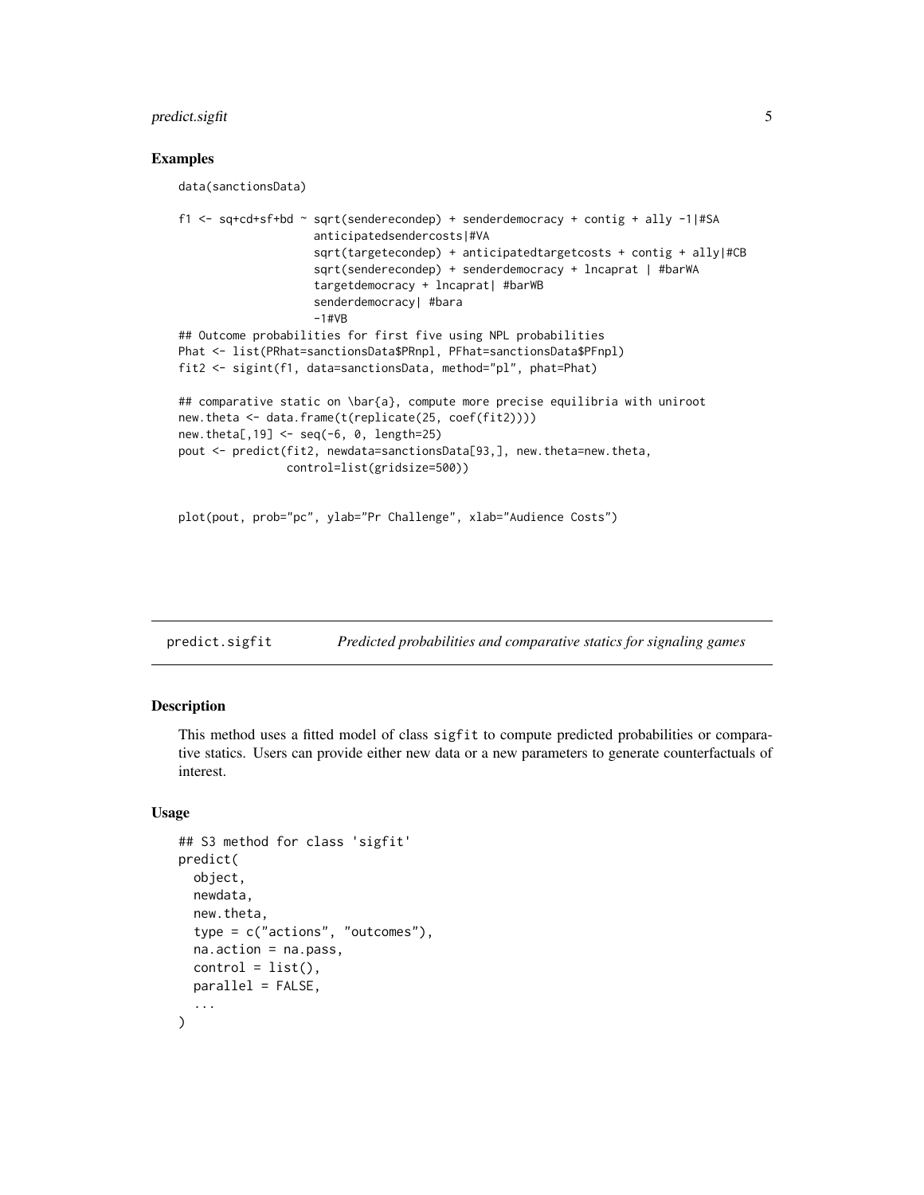## Examples

```
data(sanctionsData)

f1 <- sq+cd+sf+bd ~ sqrt(senderecondep) + senderdemocracy + contig + ally -1|#SA
                    anticipatedsendercosts|#VA
                    sqrt(targetecondep) + anticipatedtargetcosts + contig + ally|#CB
                    sqrt(senderecondep) + senderdemocracy + lncaprat | #barWA
                    targetdemocracy + lncaprat| #barWB
                    senderdemocracy| #bara
                    -1#VB
## Outcome probabilities for first five using NPL probabilities
Phat <- list(PRhat=sanctionsData$PRnpl, PFhat=sanctionsData$PFnpl)
fit2 <- sigint(f1, data=sanctionsData, method="pl", phat=Phat)

## comparative static on \bar{a}, compute more precise equilibria with uniroot
new.theta <- data.frame(t(replicate(25, coef(fit2))))
new.theta[,19] <- seq(-6, 0, length=25)
pout <- predict(fit2, newdata=sanctionsData[93,], new.theta=new.theta,
                control=list(gridsize=500))


plot(pout, prob="pc", ylab="Pr Challenge", xlab="Audience Costs")
```

---

# predict.sigfit — *Predicted probabilities and comparative statics for signaling games*

## Description

This method uses a fitted model of class `sigfit` to compute predicted probabilities or comparative statics. Users can provide either new data or a new parameters to generate counterfactuals of interest.

## Usage

```
## S3 method for class 'sigfit'
predict(
  object,
  newdata,
  new.theta,
  type = c("actions", "outcomes"),
  na.action = na.pass,
  control = list(),
  parallel = FALSE,
  ...
)
```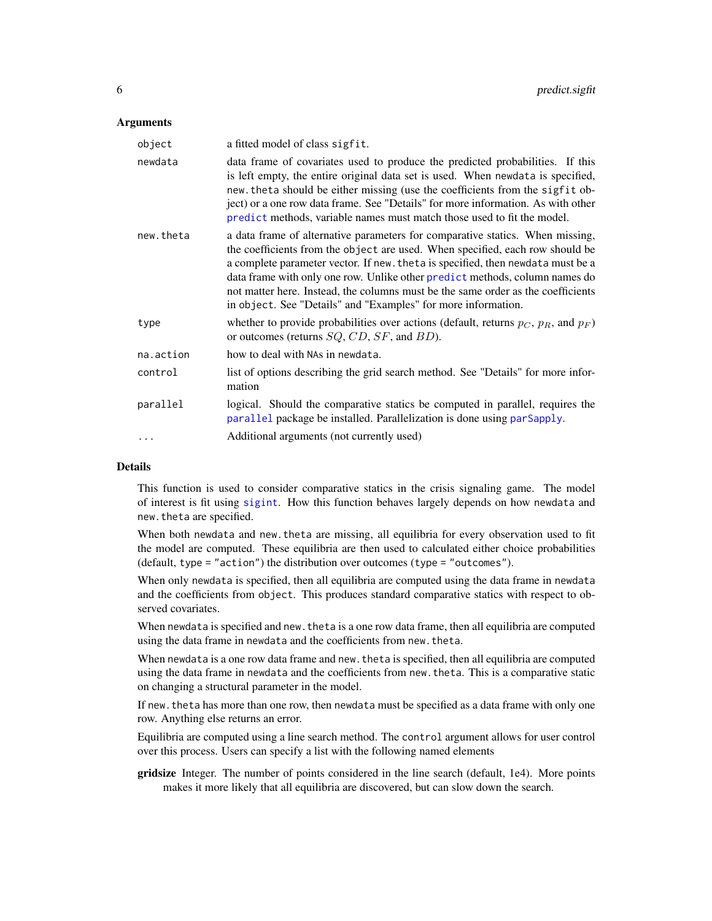### Arguments

| | |
|---|---|
| `object` | a fitted model of class `sigfit`. |
| `newdata` | data frame of covariates used to produce the predicted probabilities. If this is left empty, the entire original data set is used. When `newdata` is specified, `new.theta` should be either missing (use the coefficients from the `sigfit` object) or a one row data frame. See "Details" for more information. As with other `predict` methods, variable names must match those used to fit the model. |
| `new.theta` | a data frame of alternative parameters for comparative statics. When missing, the coefficients from the `object` are used. When specified, each row should be a complete parameter vector. If `new.theta` is specified, then `newdata` must be a data frame with only one row. Unlike other `predict` methods, column names do not matter here. Instead, the columns must be the same order as the coefficients in `object`. See "Details" and "Examples" for more information. |
| `type` | whether to provide probabilities over actions (default, returns $p_C$, $p_R$, and $p_F$) or outcomes (returns $SQ$, $CD$, $SF$, and $BD$). |
| `na.action` | how to deal with `NA`s in `newdata`. |
| `control` | list of options describing the grid search method. See "Details" for more information |
| `parallel` | logical. Should the comparative statics be computed in parallel, requires the `parallel` package be installed. Parallelization is done using `parSapply`. |
| `...` | Additional arguments (not currently used) |

### Details

This function is used to consider comparative statics in the crisis signaling game. The model of interest is fit using `sigint`. How this function behaves largely depends on how `newdata` and `new.theta` are specified.

When both `newdata` and `new.theta` are missing, all equilibria for every observation used to fit the model are computed. These equilibria are then used to calculated either choice probabilities (default, `type = "action"`) the distribution over outcomes (`type = "outcomes"`).

When only `newdata` is specified, then all equilibria are computed using the data frame in `newdata` and the coefficients from `object`. This produces standard comparative statics with respect to observed covariates.

When `newdata` is specified and `new.theta` is a one row data frame, then all equilibria are computed using the data frame in `newdata` and the coefficients from `new.theta`.

When `newdata` is a one row data frame and `new.theta` is specified, then all equilibria are computed using the data frame in `newdata` and the coefficients from `new.theta`. This is a comparative static on changing a structural parameter in the model.

If `new.theta` has more than one row, then `newdata` must be specified as a data frame with only one row. Anything else returns an error.

Equilibria are computed using a line search method. The `control` argument allows for user control over this process. Users can specify a list with the following named elements

**gridsize** Integer. The number of points considered in the line search (default, 1e4). More points makes it more likely that all equilibria are discovered, but can slow down the search.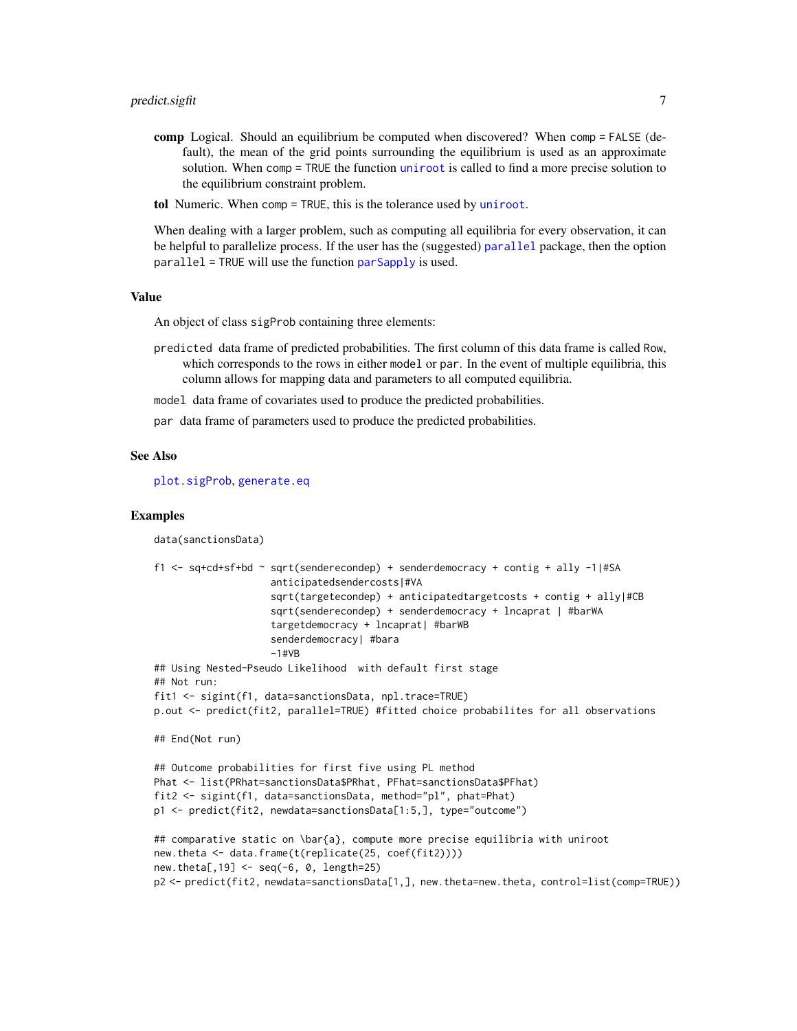**comp** Logical. Should an equilibrium be computed when discovered? When `comp = FALSE` (default), the mean of the grid points surrounding the equilibrium is used as an approximate solution. When `comp = TRUE` the function `uniroot` is called to find a more precise solution to the equilibrium constraint problem.

**tol** Numeric. When `comp = TRUE`, this is the tolerance used by `uniroot`.

When dealing with a larger problem, such as computing all equilibria for every observation, it can be helpful to parallelize process. If the user has the (suggested) `parallel` package, then the option `parallel = TRUE` will use the function `parSapply` is used.

## Value

An object of class `sigProb` containing three elements:

`predicted` data frame of predicted probabilities. The first column of this data frame is called `Row`, which corresponds to the rows in either `model` or `par`. In the event of multiple equilibria, this column allows for mapping data and parameters to all computed equilibria.

`model` data frame of covariates used to produce the predicted probabilities.

`par` data frame of parameters used to produce the predicted probabilities.

## See Also

`plot.sigProb`, `generate.eq`

## Examples

```
data(sanctionsData)

f1 <- sq+cd+sf+bd ~ sqrt(senderecondep) + senderdemocracy + contig + ally -1|#SA
                    anticipatedsendercosts|#VA
                    sqrt(targetecondep) + anticipatedtargetcosts + contig + ally|#CB
                    sqrt(senderecondep) + senderdemocracy + lncaprat | #barWA
                    targetdemocracy + lncaprat| #barWB
                    senderdemocracy| #bara
                    -1#VB
## Using Nested-Pseudo Likelihood  with default first stage
## Not run:
fit1 <- sigint(f1, data=sanctionsData, npl.trace=TRUE)
p.out <- predict(fit2, parallel=TRUE) #fitted choice probabilites for all observations

## End(Not run)

## Outcome probabilities for first five using PL method
Phat <- list(PRhat=sanctionsData$PRhat, PFhat=sanctionsData$PFhat)
fit2 <- sigint(f1, data=sanctionsData, method="pl", phat=Phat)
p1 <- predict(fit2, newdata=sanctionsData[1:5,], type="outcome")

## comparative static on \bar{a}, compute more precise equilibria with uniroot
new.theta <- data.frame(t(replicate(25, coef(fit2))))
new.theta[,19] <- seq(-6, 0, length=25)
p2 <- predict(fit2, newdata=sanctionsData[1,], new.theta=new.theta, control=list(comp=TRUE))
```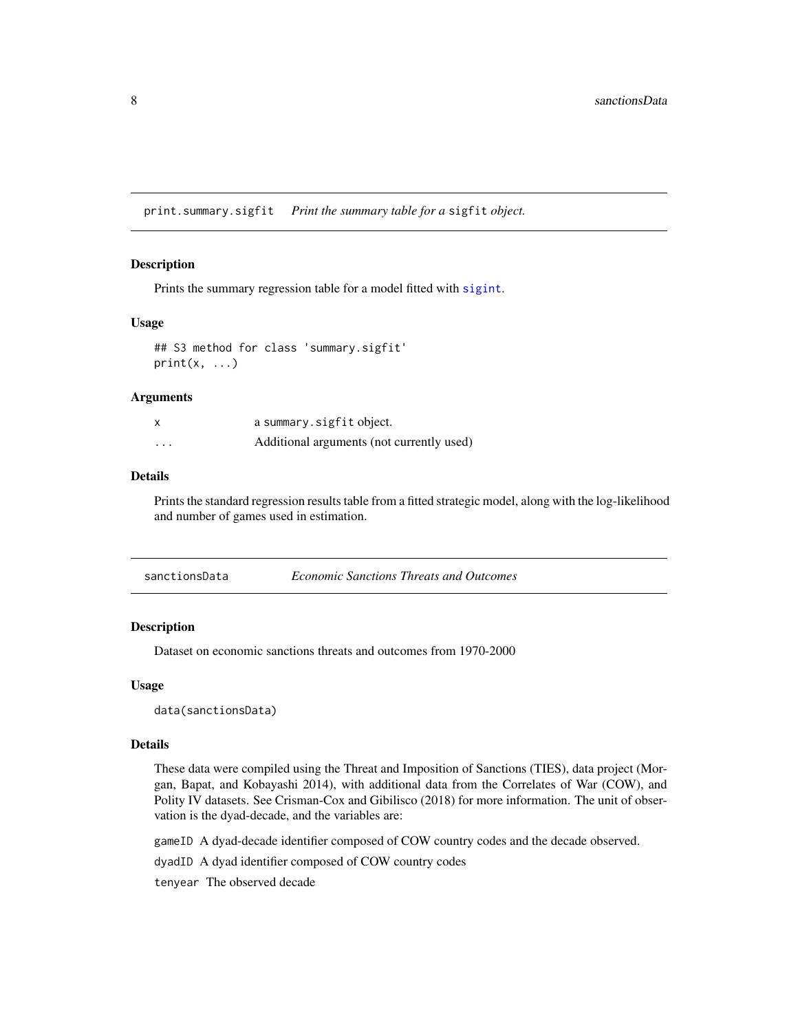## print.summary.sigfit — *Print the summary table for a* `sigfit` *object.*

### Description

Prints the summary regression table for a model fitted with `sigint`.

### Usage

```
## S3 method for class 'summary.sigfit'
print(x, ...)
```

### Arguments

| | |
|---|---|
| x | a `summary.sigfit` object. |
| ... | Additional arguments (not currently used) |

### Details

Prints the standard regression results table from a fitted strategic model, along with the log-likelihood and number of games used in estimation.

## sanctionsData — *Economic Sanctions Threats and Outcomes*

### Description

Dataset on economic sanctions threats and outcomes from 1970-2000

### Usage

```
data(sanctionsData)
```

### Details

These data were compiled using the Threat and Imposition of Sanctions (TIES), data project (Morgan, Bapat, and Kobayashi 2014), with additional data from the Correlates of War (COW), and Polity IV datasets. See Crisman-Cox and Gibilisco (2018) for more information. The unit of observation is the dyad-decade, and the variables are:

`gameID` A dyad-decade identifier composed of COW country codes and the decade observed.

`dyadID` A dyad identifier composed of COW country codes

`tenyear` The observed decade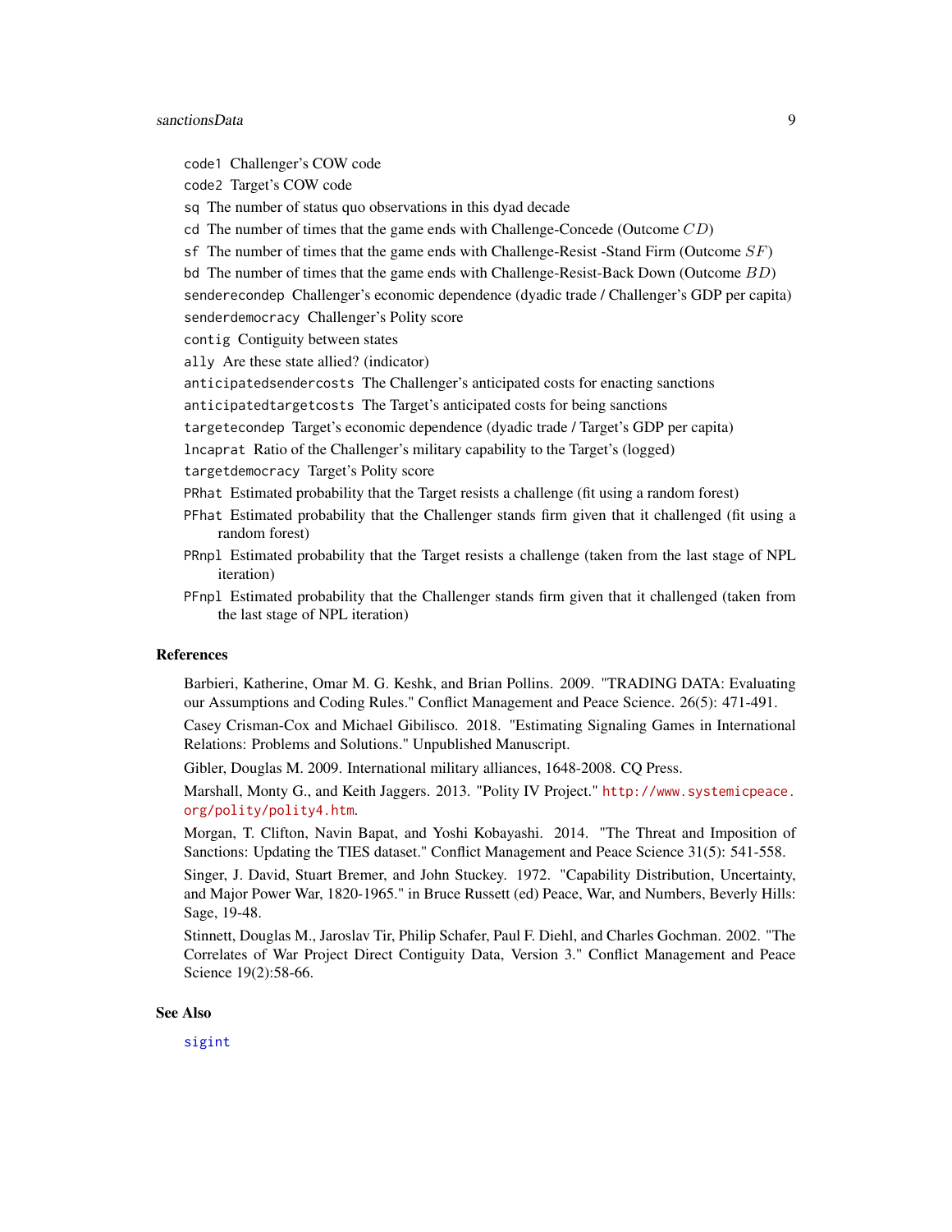`code1` Challenger's COW code

`code2` Target's COW code

`sq` The number of status quo observations in this dyad decade

`cd` The number of times that the game ends with Challenge-Concede (Outcome $CD$)

`sf` The number of times that the game ends with Challenge-Resist -Stand Firm (Outcome $SF$)

`bd` The number of times that the game ends with Challenge-Resist-Back Down (Outcome $BD$)

`senderecondep` Challenger's economic dependence (dyadic trade / Challenger's GDP per capita)

`senderdemocracy` Challenger's Polity score

`contig` Contiguity between states

`ally` Are these state allied? (indicator)

`anticipatedsendercosts` The Challenger's anticipated costs for enacting sanctions

`anticipatedtargetcosts` The Target's anticipated costs for being sanctions

`targetecondep` Target's economic dependence (dyadic trade / Target's GDP per capita)

`lncaprat` Ratio of the Challenger's military capability to the Target's (logged)

`targetdemocracy` Target's Polity score

`PRhat` Estimated probability that the Target resists a challenge (fit using a random forest)

`PFhat` Estimated probability that the Challenger stands firm given that it challenged (fit using a random forest)

`PRnpl` Estimated probability that the Target resists a challenge (taken from the last stage of NPL iteration)

`PFnpl` Estimated probability that the Challenger stands firm given that it challenged (taken from the last stage of NPL iteration)

## References

Barbieri, Katherine, Omar M. G. Keshk, and Brian Pollins. 2009. "TRADING DATA: Evaluating our Assumptions and Coding Rules." Conflict Management and Peace Science. 26(5): 471-491.

Casey Crisman-Cox and Michael Gibilisco. 2018. "Estimating Signaling Games in International Relations: Problems and Solutions." Unpublished Manuscript.

Gibler, Douglas M. 2009. International military alliances, 1648-2008. CQ Press.

Marshall, Monty G., and Keith Jaggers. 2013. "Polity IV Project." http://www.systemicpeace.org/polity/polity4.htm.

Morgan, T. Clifton, Navin Bapat, and Yoshi Kobayashi. 2014. "The Threat and Imposition of Sanctions: Updating the TIES dataset." Conflict Management and Peace Science 31(5): 541-558.

Singer, J. David, Stuart Bremer, and John Stuckey. 1972. "Capability Distribution, Uncertainty, and Major Power War, 1820-1965." in Bruce Russett (ed) Peace, War, and Numbers, Beverly Hills: Sage, 19-48.

Stinnett, Douglas M., Jaroslav Tir, Philip Schafer, Paul F. Diehl, and Charles Gochman. 2002. "The Correlates of War Project Direct Contiguity Data, Version 3." Conflict Management and Peace Science 19(2):58-66.

## See Also

sigint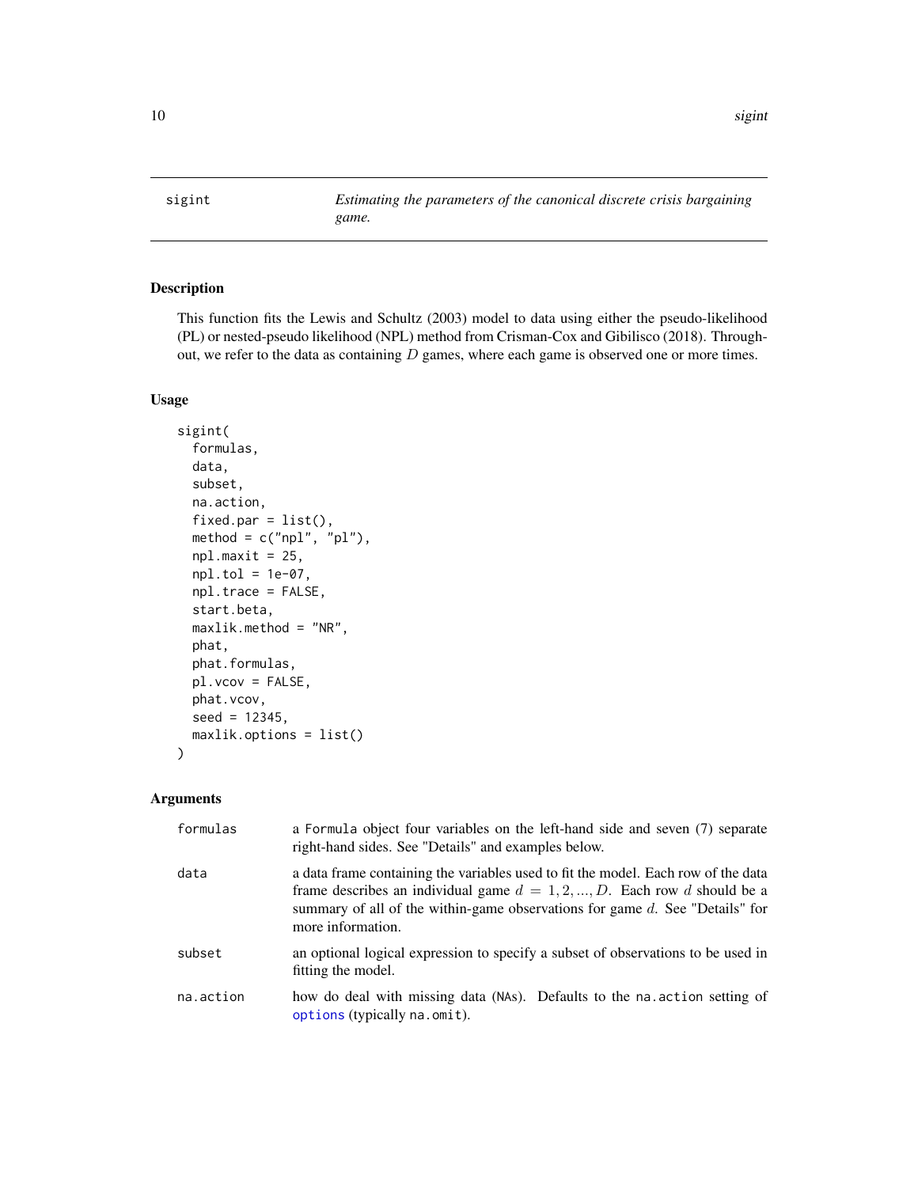| sigint | *Estimating the parameters of the canonical discrete crisis bargaining game.* |
|---|---|

## Description

This function fits the Lewis and Schultz (2003) model to data using either the pseudo-likelihood (PL) or nested-pseudo likelihood (NPL) method from Crisman-Cox and Gibilisco (2018). Throughout, we refer to the data as containing $D$ games, where each game is observed one or more times.

## Usage

```
sigint(
  formulas,
  data,
  subset,
  na.action,
  fixed.par = list(),
  method = c("npl", "pl"),
  npl.maxit = 25,
  npl.tol = 1e-07,
  npl.trace = FALSE,
  start.beta,
  maxlik.method = "NR",
  phat,
  phat.formulas,
  pl.vcov = FALSE,
  phat.vcov,
  seed = 12345,
  maxlik.options = list()
)
```

## Arguments

| | |
|---|---|
| formulas | a Formula object four variables on the left-hand side and seven (7) separate right-hand sides. See "Details" and examples below. |
| data | a data frame containing the variables used to fit the model. Each row of the data frame describes an individual game $d = 1, 2, ..., D$. Each row $d$ should be a summary of all of the within-game observations for game $d$. See "Details" for more information. |
| subset | an optional logical expression to specify a subset of observations to be used in fitting the model. |
| na.action | how do deal with missing data (NAs). Defaults to the na.action setting of options (typically na.omit). |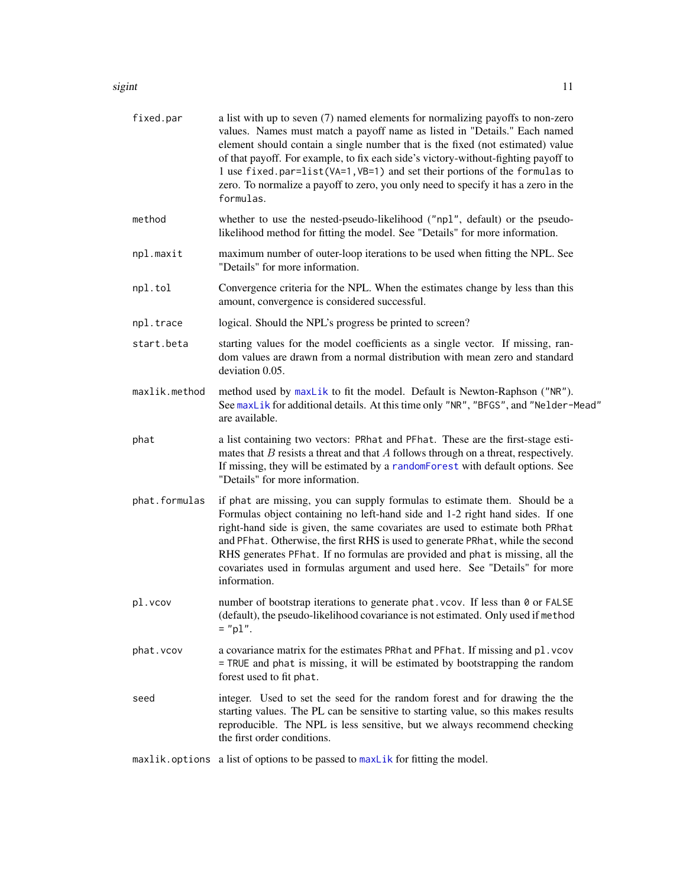**fixed.par**
: a list with up to seven (7) named elements for normalizing payoffs to non-zero values. Names must match a payoff name as listed in "Details." Each named element should contain a single number that is the fixed (not estimated) value of that payoff. For example, to fix each side's victory-without-fighting payoff to 1 use `fixed.par=list(VA=1,VB=1)` and set their portions of the `formulas` to zero. To normalize a payoff to zero, you only need to specify it has a zero in the `formulas`.

**method**
: whether to use the nested-pseudo-likelihood ("npl", default) or the pseudo-likelihood method for fitting the model. See "Details" for more information.

**npl.maxit**
: maximum number of outer-loop iterations to be used when fitting the NPL. See "Details" for more information.

**npl.tol**
: Convergence criteria for the NPL. When the estimates change by less than this amount, convergence is considered successful.

**npl.trace**
: logical. Should the NPL's progress be printed to screen?

**start.beta**
: starting values for the model coefficients as a single vector. If missing, random values are drawn from a normal distribution with mean zero and standard deviation 0.05.

**maxlik.method**
: method used by `maxLik` to fit the model. Default is Newton-Raphson ("NR"). See `maxLik` for additional details. At this time only "NR", "BFGS", and "Nelder-Mead" are available.

**phat**
: a list containing two vectors: `PRhat` and `PFhat`. These are the first-stage estimates that $B$ resists a threat and that $A$ follows through on a threat, respectively. If missing, they will be estimated by a `randomForest` with default options. See "Details" for more information.

**phat.formulas**
: if `phat` are missing, you can supply formulas to estimate them. Should be a Formulas object containing no left-hand side and 1-2 right hand sides. If one right-hand side is given, the same covariates are used to estimate both `PRhat` and `PFhat`. Otherwise, the first RHS is used to generate `PRhat`, while the second RHS generates `PFhat`. If no formulas are provided and `phat` is missing, all the covariates used in formulas argument and used here. See "Details" for more information.

**pl.vcov**
: number of bootstrap iterations to generate `phat.vcov`. If less than `0` or `FALSE` (default), the pseudo-likelihood covariance is not estimated. Only used if `method = "pl"`.

**phat.vcov**
: a covariance matrix for the estimates `PRhat` and `PFhat`. If missing and `pl.vcov = TRUE` and `phat` is missing, it will be estimated by bootstrapping the random forest used to fit `phat`.

**seed**
: integer. Used to set the seed for the random forest and for drawing the the starting values. The PL can be sensitive to starting value, so this makes results reproducible. The NPL is less sensitive, but we always recommend checking the first order conditions.

**maxlik.options**
: a list of options to be passed to `maxLik` for fitting the model.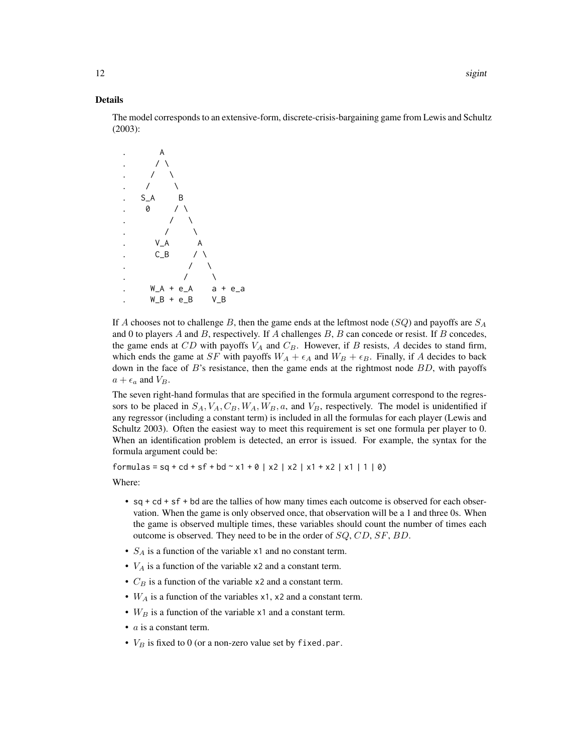### Details

The model corresponds to an extensive-form, discrete-crisis-bargaining game from Lewis and Schultz (2003):

```
.         A
.        / \
.       /   \
.      /     \
.    S_A      B
.     0      / \
.           /   \
.          /     \
.        V_A      A
.        C_B     / \
.               /   \
.              /     \
.       W_A + e_A    a + e_a
.       W_B + e_B    V_B
```

If $A$ chooses not to challenge $B$, then the game ends at the leftmost node ($SQ$) and payoffs are $S_A$ and 0 to players $A$ and $B$, respectively. If $A$ challenges $B$, $B$ can concede or resist. If $B$ concedes, the game ends at $CD$ with payoffs $V_A$ and $C_B$. However, if $B$ resists, $A$ decides to stand firm, which ends the game at $SF$ with payoffs $W_A + \epsilon_A$ and $W_B + \epsilon_B$. Finally, if $A$ decides to back down in the face of $B$'s resistance, then the game ends at the rightmost node $BD$, with payoffs $a + \epsilon_a$ and $V_B$.

The seven right-hand formulas that are specified in the formula argument correspond to the regressors to be placed in $S_A, V_A, C_B, W_A, W_B, a$, and $V_B$, respectively. The model is unidentified if any regressor (including a constant term) is included in all the formulas for each player (Lewis and Schultz 2003). Often the easiest way to meet this requirement is set one formula per player to 0. When an identification problem is detected, an error is issued. For example, the syntax for the formula argument could be:

`formulas = sq + cd + sf + bd ~ x1 + 0 | x2 | x2 | x1 + x2 | x1 | 1 | 0)`

Where:

- `sq + cd + sf + bd` are the tallies of how many times each outcome is observed for each observation. When the game is only observed once, that observation will be a 1 and three 0s. When the game is observed multiple times, these variables should count the number of times each outcome is observed. They need to be in the order of $SQ$, $CD$, $SF$, $BD$.
- $S_A$ is a function of the variable `x1` and no constant term.
- $V_A$ is a function of the variable `x2` and a constant term.
- $C_B$ is a function of the variable `x2` and a constant term.
- $W_A$ is a function of the variables `x1`, `x2` and a constant term.
- $W_B$ is a function of the variable `x1` and a constant term.
- $a$ is a constant term.
- $V_B$ is fixed to 0 (or a non-zero value set by `fixed.par`.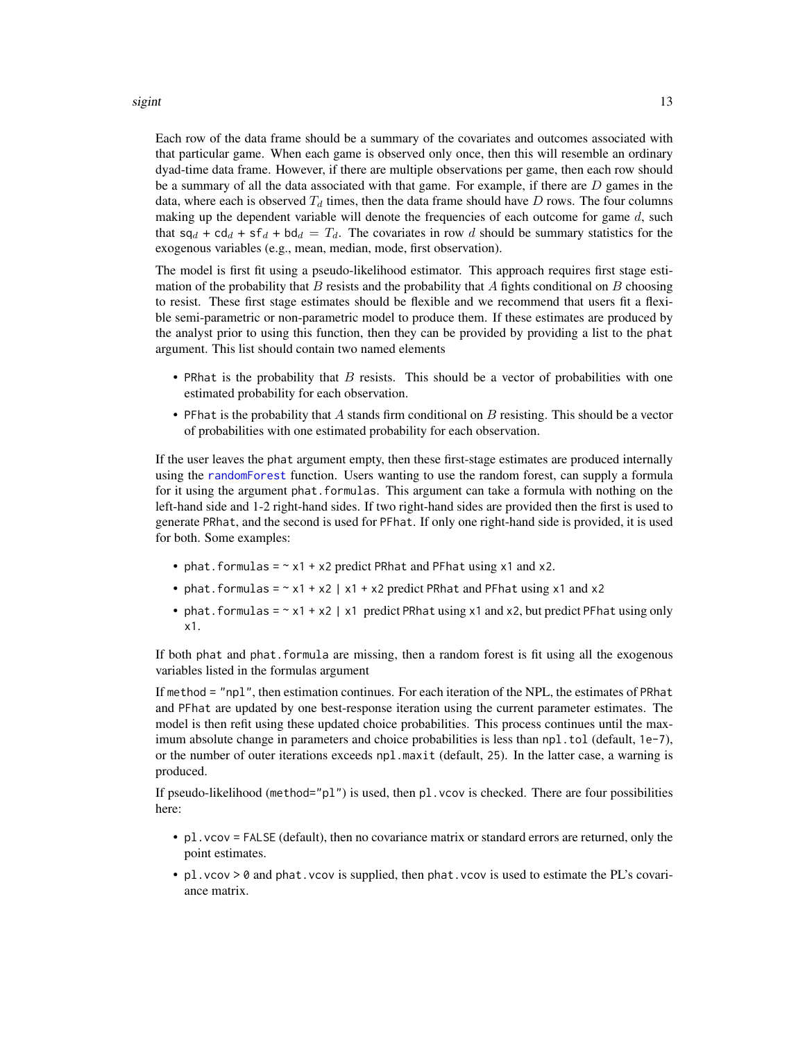Each row of the data frame should be a summary of the covariates and outcomes associated with that particular game. When each game is observed only once, then this will resemble an ordinary dyad-time data frame. However, if there are multiple observations per game, then each row should be a summary of all the data associated with that game. For example, if there are $D$ games in the data, where each is observed $T_d$ times, then the data frame should have $D$ rows. The four columns making up the dependent variable will denote the frequencies of each outcome for game $d$, such that $\texttt{sq}_d + \texttt{cd}_d + \texttt{sf}_d + \texttt{bd}_d = T_d$. The covariates in row $d$ should be summary statistics for the exogenous variables (e.g., mean, median, mode, first observation).

The model is first fit using a pseudo-likelihood estimator. This approach requires first stage estimation of the probability that $B$ resists and the probability that $A$ fights conditional on $B$ choosing to resist. These first stage estimates should be flexible and we recommend that users fit a flexible semi-parametric or non-parametric model to produce them. If these estimates are produced by the analyst prior to using this function, then they can be provided by providing a list to the `phat` argument. This list should contain two named elements

- `PRhat` is the probability that $B$ resists. This should be a vector of probabilities with one estimated probability for each observation.
- `PFhat` is the probability that $A$ stands firm conditional on $B$ resisting. This should be a vector of probabilities with one estimated probability for each observation.

If the user leaves the `phat` argument empty, then these first-stage estimates are produced internally using the `randomForest` function. Users wanting to use the random forest, can supply a formula for it using the argument `phat.formulas`. This argument can take a formula with nothing on the left-hand side and 1-2 right-hand sides. If two right-hand sides are provided then the first is used to generate `PRhat`, and the second is used for `PFhat`. If only one right-hand side is provided, it is used for both. Some examples:

- `phat.formulas = ~ x1 + x2` predict `PRhat` and `PFhat` using `x1` and `x2`.
- `phat.formulas = ~ x1 + x2 | x1 + x2` predict `PRhat` and `PFhat` using `x1` and `x2`
- `phat.formulas = ~ x1 + x2 | x1` predict `PRhat` using `x1` and `x2`, but predict `PFhat` using only `x1`.

If both `phat` and `phat.formula` are missing, then a random forest is fit using all the exogenous variables listed in the formulas argument

If `method = "npl"`, then estimation continues. For each iteration of the NPL, the estimates of `PRhat` and `PFhat` are updated by one best-response iteration using the current parameter estimates. The model is then refit using these updated choice probabilities. This process continues until the maximum absolute change in parameters and choice probabilities is less than `npl.tol` (default, `1e-7`), or the number of outer iterations exceeds `npl.maxit` (default, `25`). In the latter case, a warning is produced.

If pseudo-likelihood (`method="pl"`) is used, then `pl.vcov` is checked. There are four possibilities here:

- `pl.vcov = FALSE` (default), then no covariance matrix or standard errors are returned, only the point estimates.
- `pl.vcov > 0` and `phat.vcov` is supplied, then `phat.vcov` is used to estimate the PL's covariance matrix.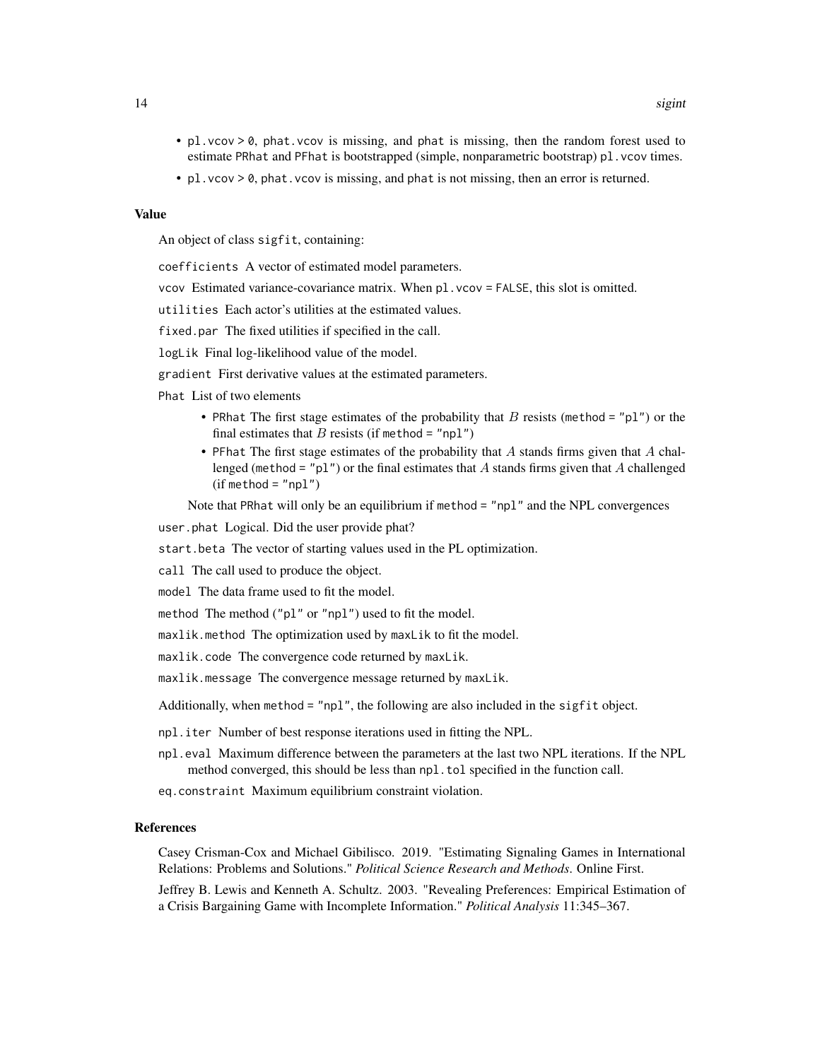- `pl.vcov > 0`, `phat.vcov` is missing, and `phat` is missing, then the random forest used to estimate `PRhat` and `PFhat` is bootstrapped (simple, nonparametric bootstrap) `pl.vcov` times.
- `pl.vcov > 0`, `phat.vcov` is missing, and `phat` is not missing, then an error is returned.

### Value

An object of class `sigfit`, containing:

`coefficients` A vector of estimated model parameters.

`vcov` Estimated variance-covariance matrix. When `pl.vcov = FALSE`, this slot is omitted.

`utilities` Each actor's utilities at the estimated values.

`fixed.par` The fixed utilities if specified in the call.

`logLik` Final log-likelihood value of the model.

`gradient` First derivative values at the estimated parameters.

`Phat` List of two elements

- `PRhat` The first stage estimates of the probability that $B$ resists (`method = "pl"`) or the final estimates that $B$ resists (if `method = "npl"`)
- `PFhat` The first stage estimates of the probability that $A$ stands firms given that $A$ challenged (`method = "pl"`) or the final estimates that $A$ stands firms given that $A$ challenged (if `method = "npl"`)

Note that `PRhat` will only be an equilibrium if `method = "npl"` and the NPL convergences

`user.phat` Logical. Did the user provide phat?

`start.beta` The vector of starting values used in the PL optimization.

`call` The call used to produce the object.

`model` The data frame used to fit the model.

`method` The method (`"pl"` or `"npl"`) used to fit the model.

`maxlik.method` The optimization used by `maxLik` to fit the model.

`maxlik.code` The convergence code returned by `maxLik`.

`maxlik.message` The convergence message returned by `maxLik`.

Additionally, when `method = "npl"`, the following are also included in the `sigfit` object.

`npl.iter` Number of best response iterations used in fitting the NPL.

`npl.eval` Maximum difference between the parameters at the last two NPL iterations. If the NPL method converged, this should be less than `npl.tol` specified in the function call.

`eq.constraint` Maximum equilibrium constraint violation.

### References

Casey Crisman-Cox and Michael Gibilisco. 2019. "Estimating Signaling Games in International Relations: Problems and Solutions." *Political Science Research and Methods*. Online First.

Jeffrey B. Lewis and Kenneth A. Schultz. 2003. "Revealing Preferences: Empirical Estimation of a Crisis Bargaining Game with Incomplete Information." *Political Analysis* 11:345–367.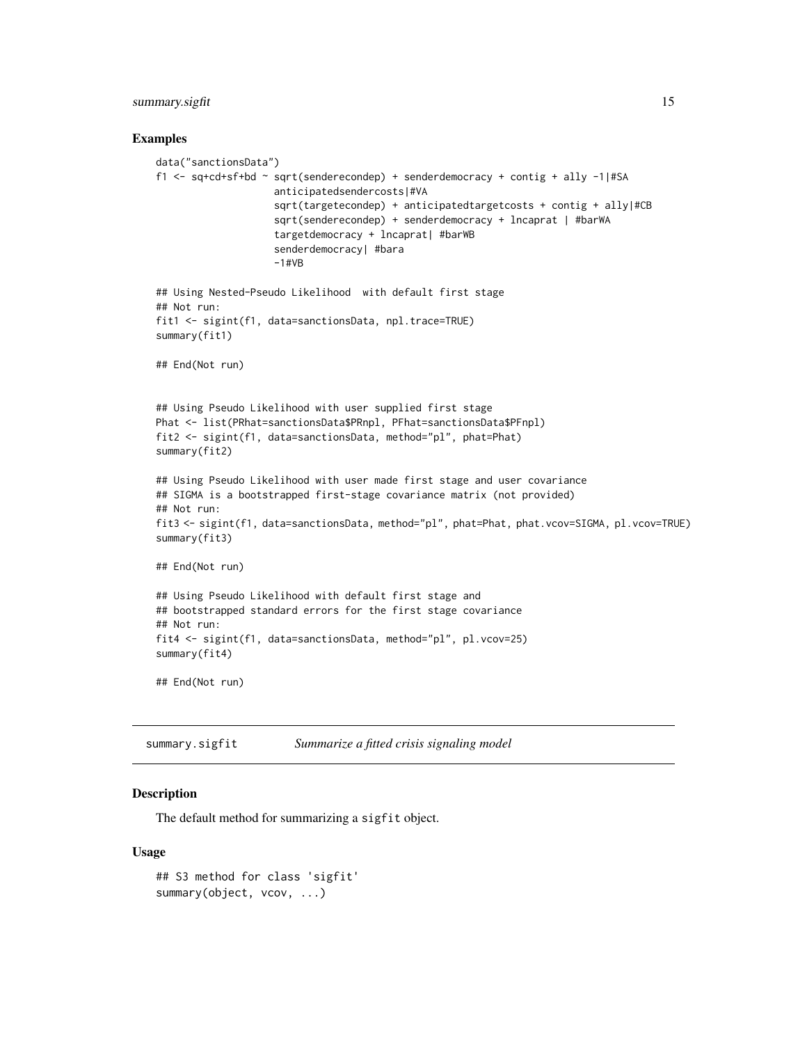## Examples

```
data("sanctionsData")
f1 <- sq+cd+sf+bd ~ sqrt(senderecondep) + senderdemocracy + contig + ally -1|#SA
                    anticipatedsendercosts|#VA
                    sqrt(targetecondep) + anticipatedtargetcosts + contig + ally|#CB
                    sqrt(senderecondep) + senderdemocracy + lncaprat | #barWA
                    targetdemocracy + lncaprat| #barWB
                    senderdemocracy| #bara
                    -1#VB

## Using Nested-Pseudo Likelihood  with default first stage
## Not run:
fit1 <- sigint(f1, data=sanctionsData, npl.trace=TRUE)
summary(fit1)

## End(Not run)


## Using Pseudo Likelihood with user supplied first stage
Phat <- list(PRhat=sanctionsData$PRnpl, PFhat=sanctionsData$PFnpl)
fit2 <- sigint(f1, data=sanctionsData, method="pl", phat=Phat)
summary(fit2)

## Using Pseudo Likelihood with user made first stage and user covariance
## SIGMA is a bootstrapped first-stage covariance matrix (not provided)
## Not run:
fit3 <- sigint(f1, data=sanctionsData, method="pl", phat=Phat, phat.vcov=SIGMA, pl.vcov=TRUE)
summary(fit3)

## End(Not run)

## Using Pseudo Likelihood with default first stage and
## bootstrapped standard errors for the first stage covariance
## Not run:
fit4 <- sigint(f1, data=sanctionsData, method="pl", pl.vcov=25)
summary(fit4)

## End(Not run)
```

---

`summary.sigfit` *Summarize a fitted crisis signaling model*

---

## Description

The default method for summarizing a `sigfit` object.

## Usage

```
## S3 method for class 'sigfit'
summary(object, vcov, ...)
```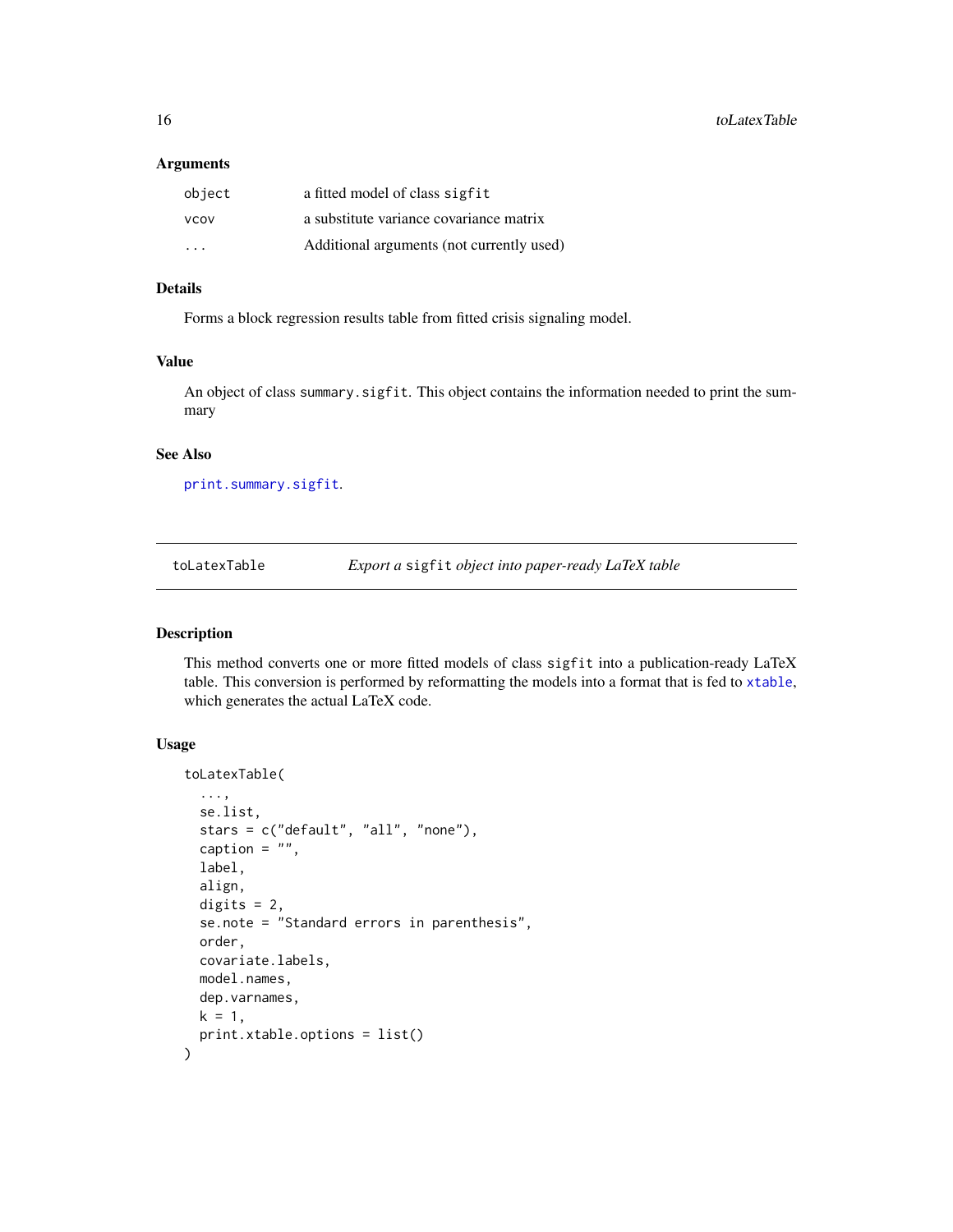### Arguments

| | |
|---|---|
| `object` | a fitted model of class `sigfit` |
| `vcov` | a substitute variance covariance matrix |
| `...` | Additional arguments (not currently used) |

### Details

Forms a block regression results table from fitted crisis signaling model.

### Value

An object of class `summary.sigfit`. This object contains the information needed to print the summary

### See Also

`print.summary.sigfit`.

---

## toLatexTable — *Export a `sigfit` object into paper-ready LaTeX table*

---

### Description

This method converts one or more fitted models of class `sigfit` into a publication-ready LaTeX table. This conversion is performed by reformatting the models into a format that is fed to `xtable`, which generates the actual LaTeX code.

### Usage

```
toLatexTable(
  ...,
  se.list,
  stars = c("default", "all", "none"),
  caption = "",
  label,
  align,
  digits = 2,
  se.note = "Standard errors in parenthesis",
  order,
  covariate.labels,
  model.names,
  dep.varnames,
  k = 1,
  print.xtable.options = list()
)
```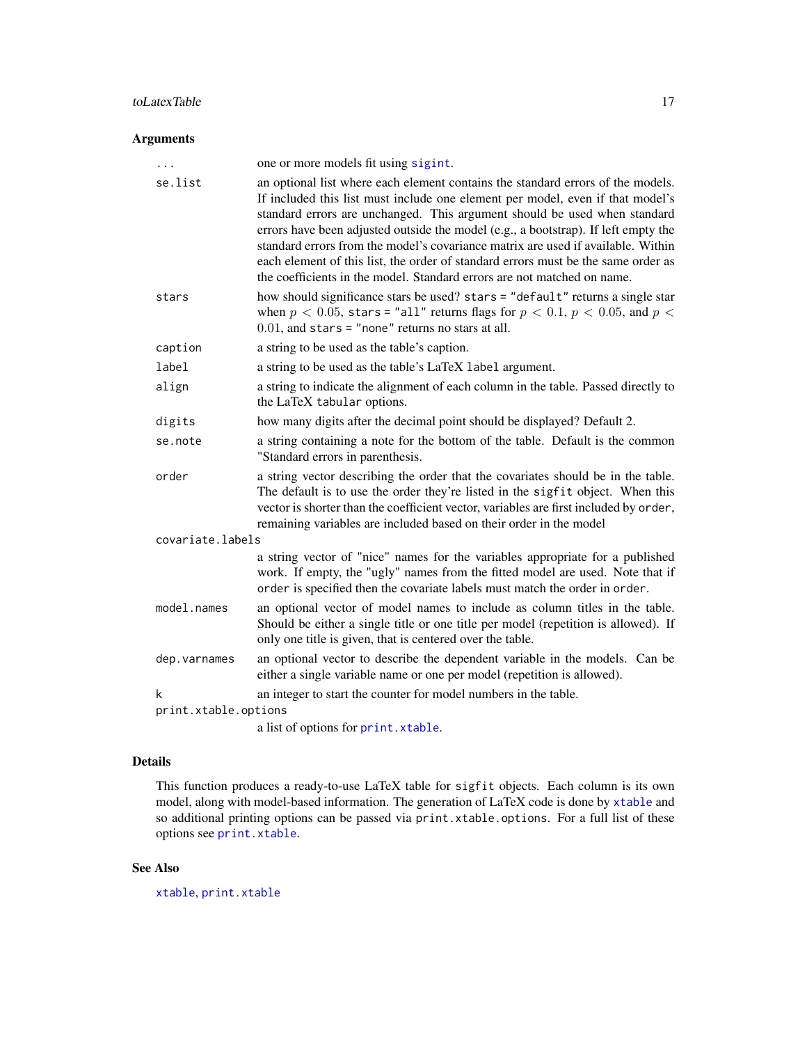### Arguments

| | |
|---|---|
| `...` | one or more models fit using `sigint`. |
| `se.list` | an optional list where each element contains the standard errors of the models. If included this list must include one element per model, even if that model's standard errors are unchanged. This argument should be used when standard errors have been adjusted outside the model (e.g., a bootstrap). If left empty the standard errors from the model's covariance matrix are used if available. Within each element of this list, the order of standard errors must be the same order as the coefficients in the model. Standard errors are not matched on name. |
| `stars` | how should significance stars be used? `stars = "default"` returns a single star when $p < 0.05$, `stars = "all"` returns flags for $p < 0.1$, $p < 0.05$, and $p < 0.01$, and `stars = "none"` returns no stars at all. |
| `caption` | a string to be used as the table's caption. |
| `label` | a string to be used as the table's LaTeX `label` argument. |
| `align` | a string to indicate the alignment of each column in the table. Passed directly to the LaTeX `tabular` options. |
| `digits` | how many digits after the decimal point should be displayed? Default 2. |
| `se.note` | a string containing a note for the bottom of the table. Default is the common "Standard errors in parenthesis. |
| `order` | a string vector describing the order that the covariates should be in the table. The default is to use the order they're listed in the `sigfit` object. When this vector is shorter than the coefficient vector, variables are first included by `order`, remaining variables are included based on their order in the model |
| `covariate.labels` | a string vector of "nice" names for the variables appropriate for a published work. If empty, the "ugly" names from the fitted model are used. Note that if `order` is specified then the covariate labels must match the order in `order`. |
| `model.names` | an optional vector of model names to include as column titles in the table. Should be either a single title or one title per model (repetition is allowed). If only one title is given, that is centered over the table. |
| `dep.varnames` | an optional vector to describe the dependent variable in the models. Can be either a single variable name or one per model (repetition is allowed). |
| `k` | an integer to start the counter for model numbers in the table. |
| `print.xtable.options` | a list of options for `print.xtable`. |

### Details

This function produces a ready-to-use LaTeX table for `sigfit` objects. Each column is its own model, along with model-based information. The generation of LaTeX code is done by `xtable` and so additional printing options can be passed via `print.xtable.options`. For a full list of these options see `print.xtable`.

### See Also

`xtable`, `print.xtable`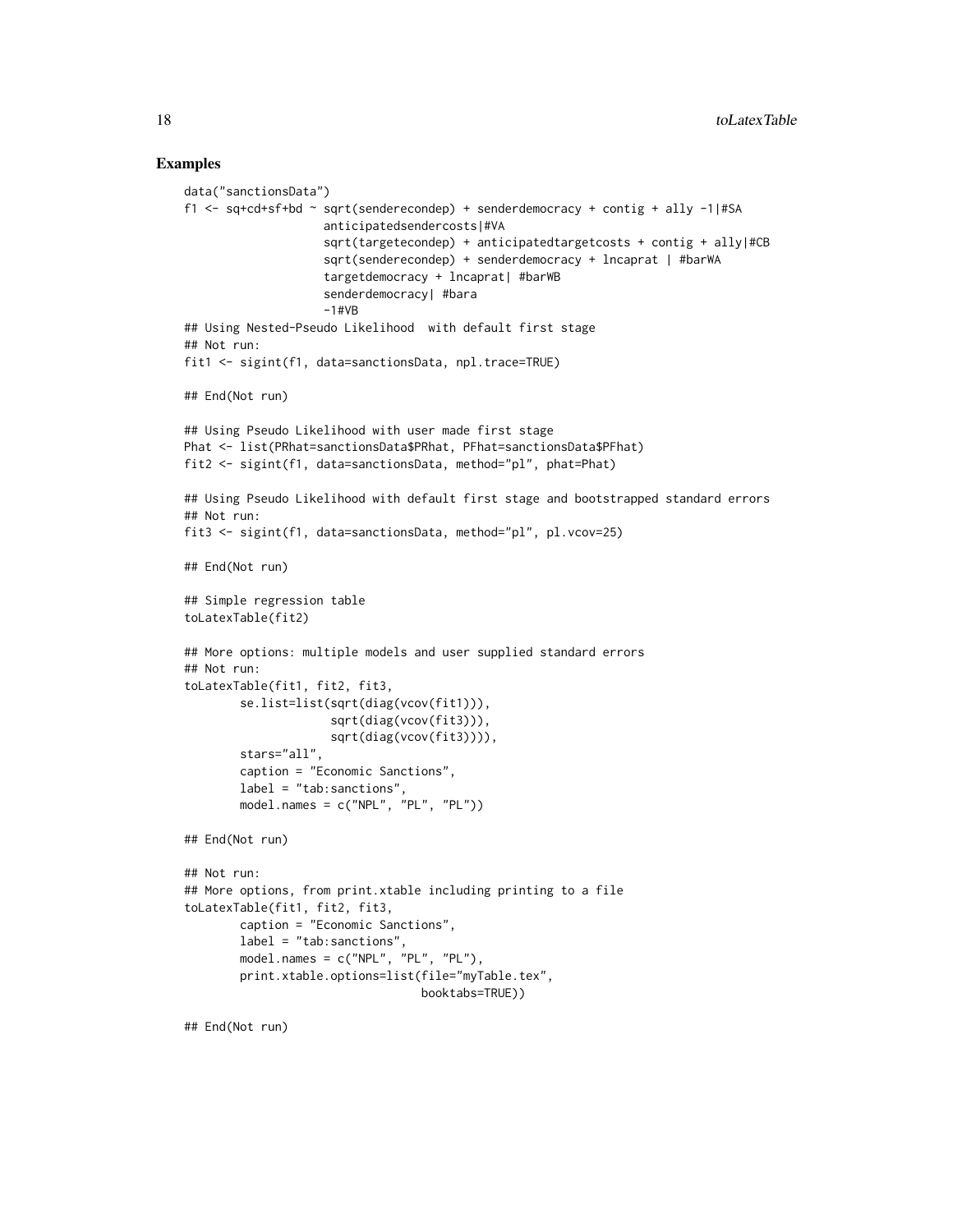### Examples

```
data("sanctionsData")
f1 <- sq+cd+sf+bd ~ sqrt(senderecondep) + senderdemocracy + contig + ally -1|#SA
                    anticipatedsendercosts|#VA
                    sqrt(targetecondep) + anticipatedtargetcosts + contig + ally|#CB
                    sqrt(senderecondep) + senderdemocracy + lncaprat | #barWA
                    targetdemocracy + lncaprat| #barWB
                    senderdemocracy| #bara
                    -1#VB
## Using Nested-Pseudo Likelihood  with default first stage
## Not run:
fit1 <- sigint(f1, data=sanctionsData, npl.trace=TRUE)

## End(Not run)

## Using Pseudo Likelihood with user made first stage
Phat <- list(PRhat=sanctionsData$PRhat, PFhat=sanctionsData$PFhat)
fit2 <- sigint(f1, data=sanctionsData, method="pl", phat=Phat)

## Using Pseudo Likelihood with default first stage and bootstrapped standard errors
## Not run:
fit3 <- sigint(f1, data=sanctionsData, method="pl", pl.vcov=25)

## End(Not run)

## Simple regression table
toLatexTable(fit2)

## More options: multiple models and user supplied standard errors
## Not run:
toLatexTable(fit1, fit2, fit3,
        se.list=list(sqrt(diag(vcov(fit1))),
                     sqrt(diag(vcov(fit3))),
                     sqrt(diag(vcov(fit3)))),
        stars="all",
        caption = "Economic Sanctions",
        label = "tab:sanctions",
        model.names = c("NPL", "PL", "PL"))

## End(Not run)

## Not run:
## More options, from print.xtable including printing to a file
toLatexTable(fit1, fit2, fit3,
        caption = "Economic Sanctions",
        label = "tab:sanctions",
        model.names = c("NPL", "PL", "PL"),
        print.xtable.options=list(file="myTable.tex",
                                  booktabs=TRUE))

## End(Not run)
```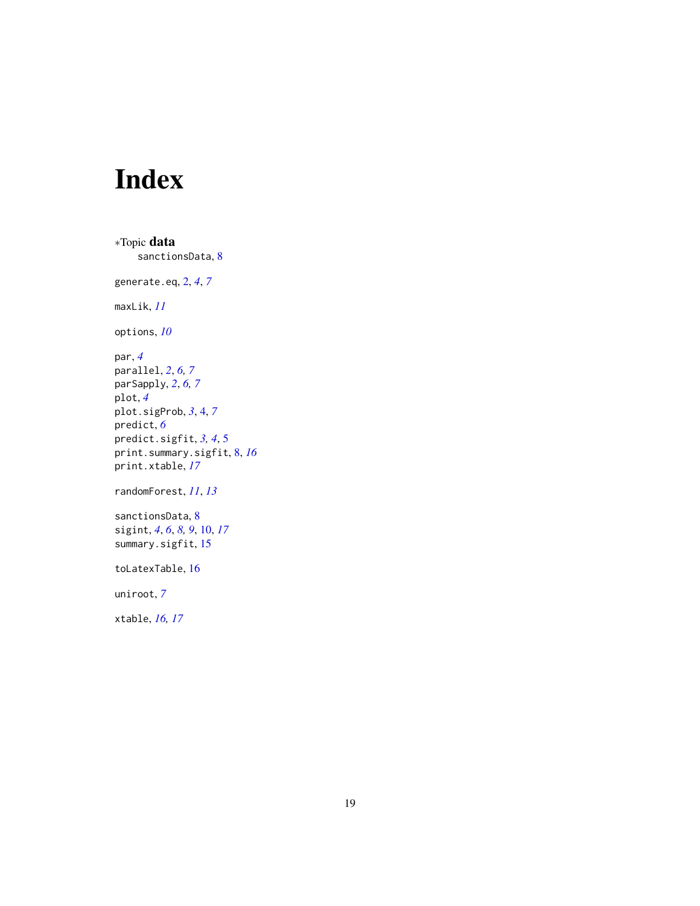# Index

*Topic **data**
    sanctionsData, 8

generate.eq, 2, *4*, *7*

maxLik, *11*

options, *10*

par, *4*
parallel, *2*, *6*, *7*
parSapply, *2*, *6*, *7*
plot, *4*
plot.sigProb, *3*, 4, *7*
predict, *6*
predict.sigfit, *3*, *4*, 5
print.summary.sigfit, 8, *16*
print.xtable, *17*

randomForest, *11*, *13*

sanctionsData, 8
sigint, *4*, *6*, *8*, *9*, 10, *17*
summary.sigfit, 15

toLatexTable, 16

uniroot, *7*

xtable, *16*, *17*